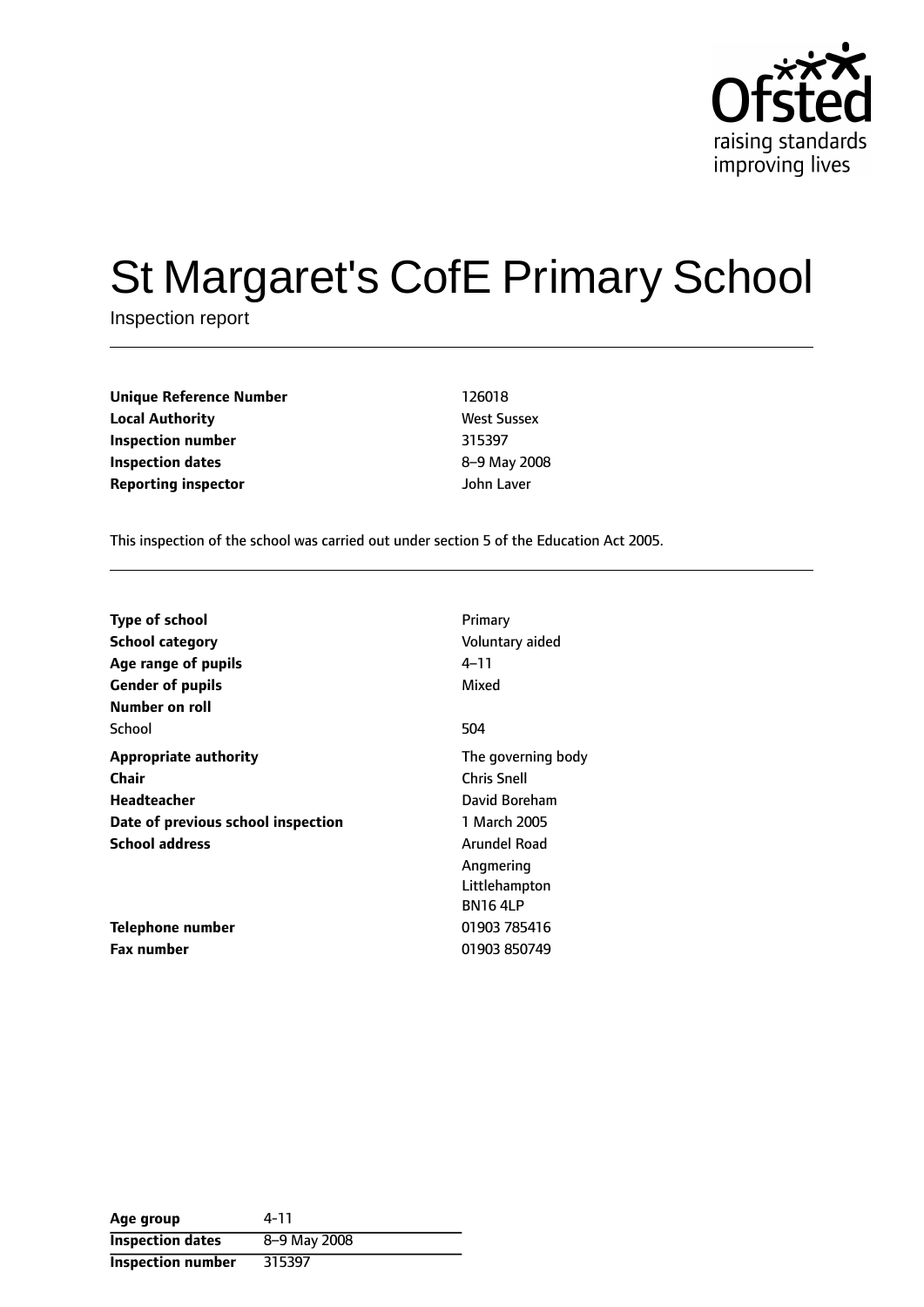Ofsted
raising standards
improving lives

# St Margaret's CofE Primary School

Inspection report

| | |
|---|---|
| **Unique Reference Number** | 126018 |
| **Local Authority** | West Sussex |
| **Inspection number** | 315397 |
| **Inspection dates** | 8–9 May 2008 |
| **Reporting inspector** | John Laver |

This inspection of the school was carried out under section 5 of the Education Act 2005.

| | |
|---|---|
| **Type of school** | Primary |
| **School category** | Voluntary aided |
| **Age range of pupils** | 4–11 |
| **Gender of pupils** | Mixed |
| **Number on roll** | |
| School | 504 |
| **Appropriate authority** | The governing body |
| **Chair** | Chris Snell |
| **Headteacher** | David Boreham |
| **Date of previous school inspection** | 1 March 2005 |
| **School address** | Arundel Road<br>Angmering<br>Littlehampton<br>BN16 4LP |
| **Telephone number** | 01903 785416 |
| **Fax number** | 01903 850749 |

| | |
|---|---|
| **Age group** | 4-11 |
| **Inspection dates** | 8–9 May 2008 |
| **Inspection number** | 315397 |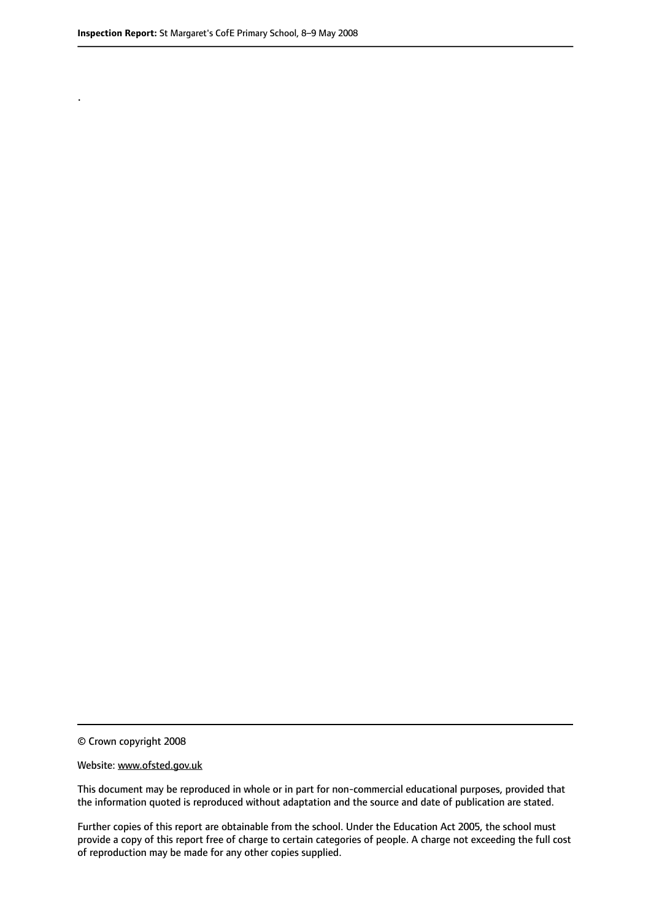.

© Crown copyright 2008

Website: www.ofsted.gov.uk

This document may be reproduced in whole or in part for non-commercial educational purposes, provided that the information quoted is reproduced without adaptation and the source and date of publication are stated.

Further copies of this report are obtainable from the school. Under the Education Act 2005, the school must provide a copy of this report free of charge to certain categories of people. A charge not exceeding the full cost of reproduction may be made for any other copies supplied.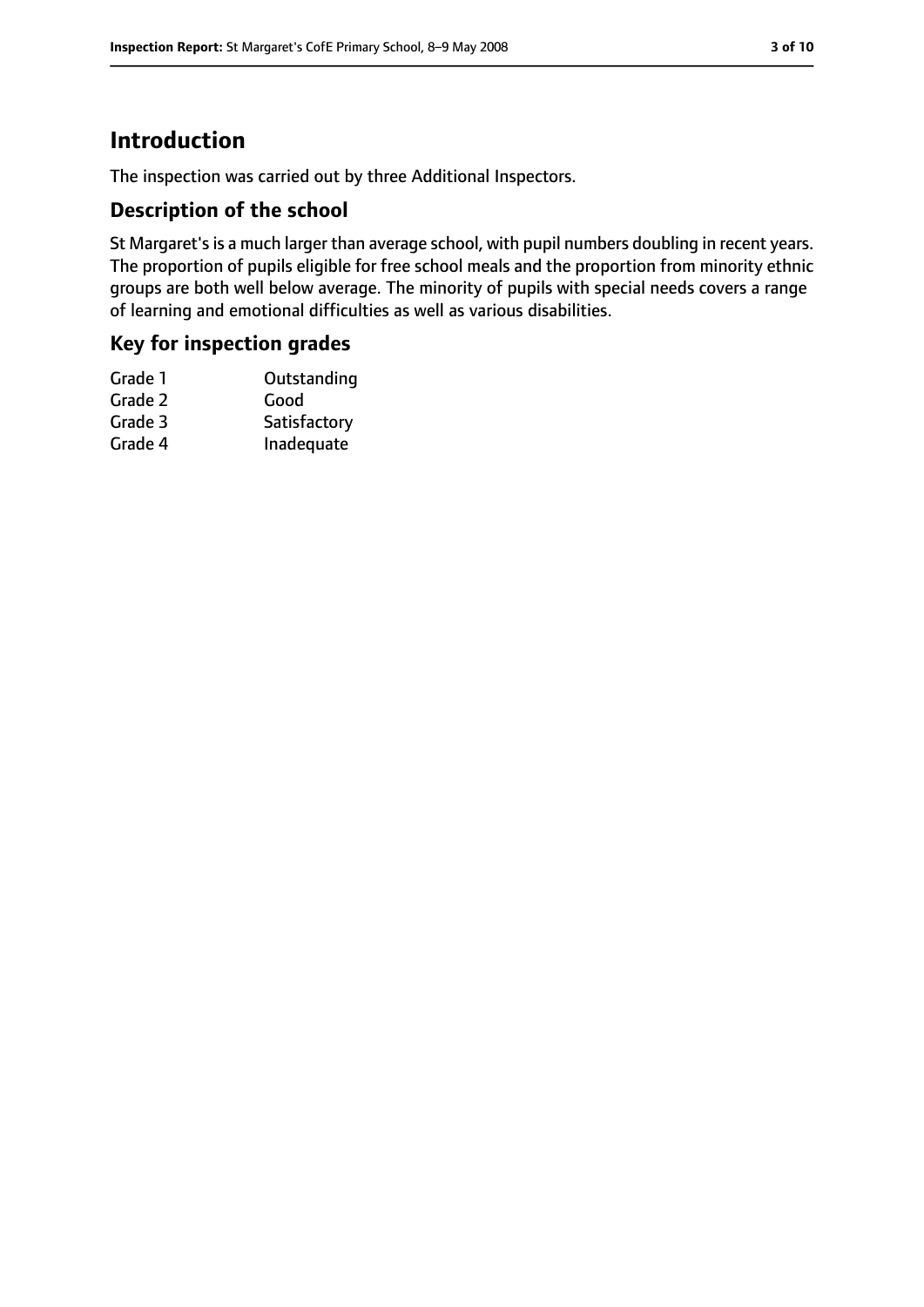# Introduction

The inspection was carried out by three Additional Inspectors.

## Description of the school

St Margaret's is a much larger than average school, with pupil numbers doubling in recent years. The proportion of pupils eligible for free school meals and the proportion from minority ethnic groups are both well below average. The minority of pupils with special needs covers a range of learning and emotional difficulties as well as various disabilities.

## Key for inspection grades

| | |
|---|---|
| Grade 1 | Outstanding |
| Grade 2 | Good |
| Grade 3 | Satisfactory |
| Grade 4 | Inadequate |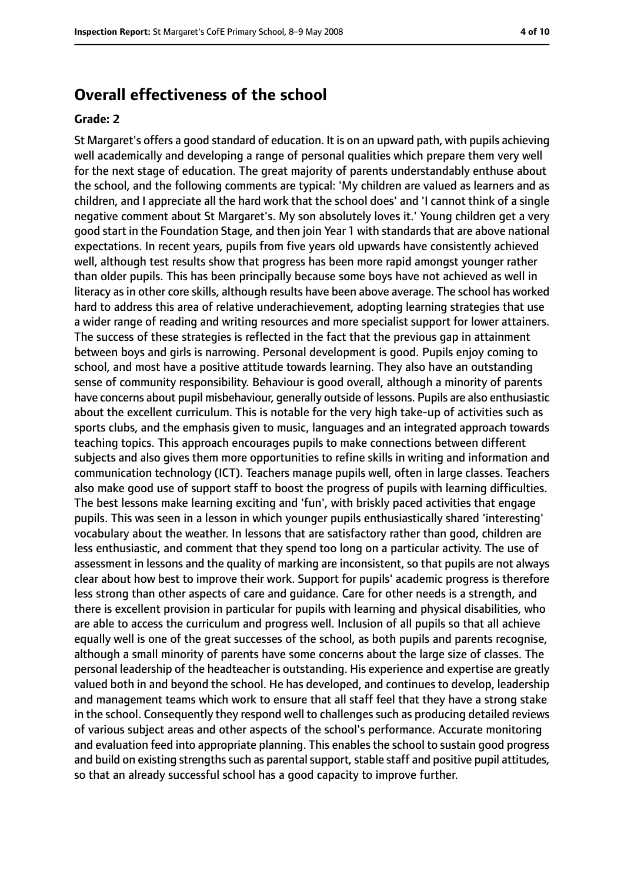# Overall effectiveness of the school

**Grade: 2**

St Margaret's offers a good standard of education. It is on an upward path, with pupils achieving well academically and developing a range of personal qualities which prepare them very well for the next stage of education. The great majority of parents understandably enthuse about the school, and the following comments are typical: 'My children are valued as learners and as children, and I appreciate all the hard work that the school does' and 'I cannot think of a single negative comment about St Margaret's. My son absolutely loves it.' Young children get a very good start in the Foundation Stage, and then join Year 1 with standards that are above national expectations. In recent years, pupils from five years old upwards have consistently achieved well, although test results show that progress has been more rapid amongst younger rather than older pupils. This has been principally because some boys have not achieved as well in literacy as in other core skills, although results have been above average. The school has worked hard to address this area of relative underachievement, adopting learning strategies that use a wider range of reading and writing resources and more specialist support for lower attainers. The success of these strategies is reflected in the fact that the previous gap in attainment between boys and girls is narrowing. Personal development is good. Pupils enjoy coming to school, and most have a positive attitude towards learning. They also have an outstanding sense of community responsibility. Behaviour is good overall, although a minority of parents have concerns about pupil misbehaviour, generally outside of lessons. Pupils are also enthusiastic about the excellent curriculum. This is notable for the very high take-up of activities such as sports clubs, and the emphasis given to music, languages and an integrated approach towards teaching topics. This approach encourages pupils to make connections between different subjects and also gives them more opportunities to refine skills in writing and information and communication technology (ICT). Teachers manage pupils well, often in large classes. Teachers also make good use of support staff to boost the progress of pupils with learning difficulties. The best lessons make learning exciting and 'fun', with briskly paced activities that engage pupils. This was seen in a lesson in which younger pupils enthusiastically shared 'interesting' vocabulary about the weather. In lessons that are satisfactory rather than good, children are less enthusiastic, and comment that they spend too long on a particular activity. The use of assessment in lessons and the quality of marking are inconsistent, so that pupils are not always clear about how best to improve their work. Support for pupils' academic progress is therefore less strong than other aspects of care and guidance. Care for other needs is a strength, and there is excellent provision in particular for pupils with learning and physical disabilities, who are able to access the curriculum and progress well. Inclusion of all pupils so that all achieve equally well is one of the great successes of the school, as both pupils and parents recognise, although a small minority of parents have some concerns about the large size of classes. The personal leadership of the headteacher is outstanding. His experience and expertise are greatly valued both in and beyond the school. He has developed, and continues to develop, leadership and management teams which work to ensure that all staff feel that they have a strong stake in the school. Consequently they respond well to challenges such as producing detailed reviews of various subject areas and other aspects of the school's performance. Accurate monitoring and evaluation feed into appropriate planning. This enables the school to sustain good progress and build on existing strengths such as parental support, stable staff and positive pupil attitudes, so that an already successful school has a good capacity to improve further.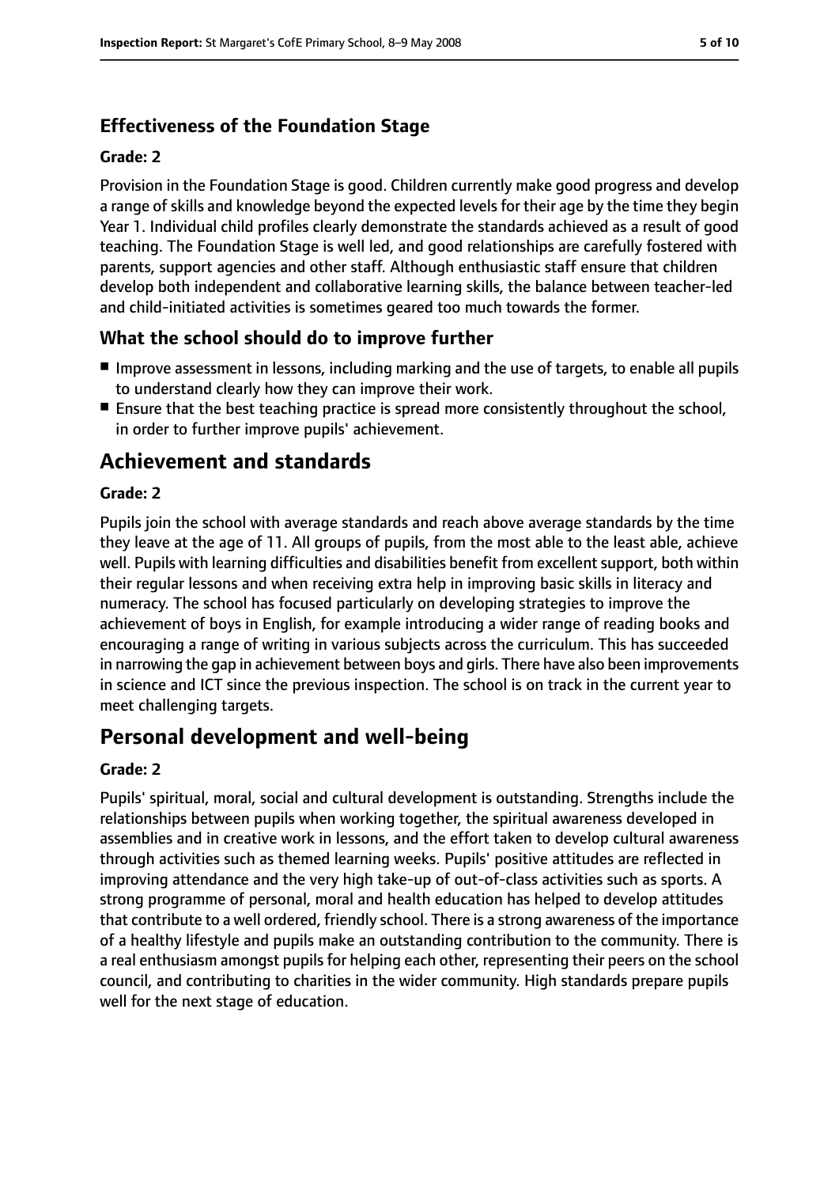### Effectiveness of the Foundation Stage

**Grade: 2**

Provision in the Foundation Stage is good. Children currently make good progress and develop a range of skills and knowledge beyond the expected levels for their age by the time they begin Year 1. Individual child profiles clearly demonstrate the standards achieved as a result of good teaching. The Foundation Stage is well led, and good relationships are carefully fostered with parents, support agencies and other staff. Although enthusiastic staff ensure that children develop both independent and collaborative learning skills, the balance between teacher-led and child-initiated activities is sometimes geared too much towards the former.

### What the school should do to improve further

- Improve assessment in lessons, including marking and the use of targets, to enable all pupils to understand clearly how they can improve their work.
- Ensure that the best teaching practice is spread more consistently throughout the school, in order to further improve pupils' achievement.

## Achievement and standards

**Grade: 2**

Pupils join the school with average standards and reach above average standards by the time they leave at the age of 11. All groups of pupils, from the most able to the least able, achieve well. Pupils with learning difficulties and disabilities benefit from excellent support, both within their regular lessons and when receiving extra help in improving basic skills in literacy and numeracy. The school has focused particularly on developing strategies to improve the achievement of boys in English, for example introducing a wider range of reading books and encouraging a range of writing in various subjects across the curriculum. This has succeeded in narrowing the gap in achievement between boys and girls. There have also been improvements in science and ICT since the previous inspection. The school is on track in the current year to meet challenging targets.

## Personal development and well-being

**Grade: 2**

Pupils' spiritual, moral, social and cultural development is outstanding. Strengths include the relationships between pupils when working together, the spiritual awareness developed in assemblies and in creative work in lessons, and the effort taken to develop cultural awareness through activities such as themed learning weeks. Pupils' positive attitudes are reflected in improving attendance and the very high take-up of out-of-class activities such as sports. A strong programme of personal, moral and health education has helped to develop attitudes that contribute to a well ordered, friendly school. There is a strong awareness of the importance of a healthy lifestyle and pupils make an outstanding contribution to the community. There is a real enthusiasm amongst pupils for helping each other, representing their peers on the school council, and contributing to charities in the wider community. High standards prepare pupils well for the next stage of education.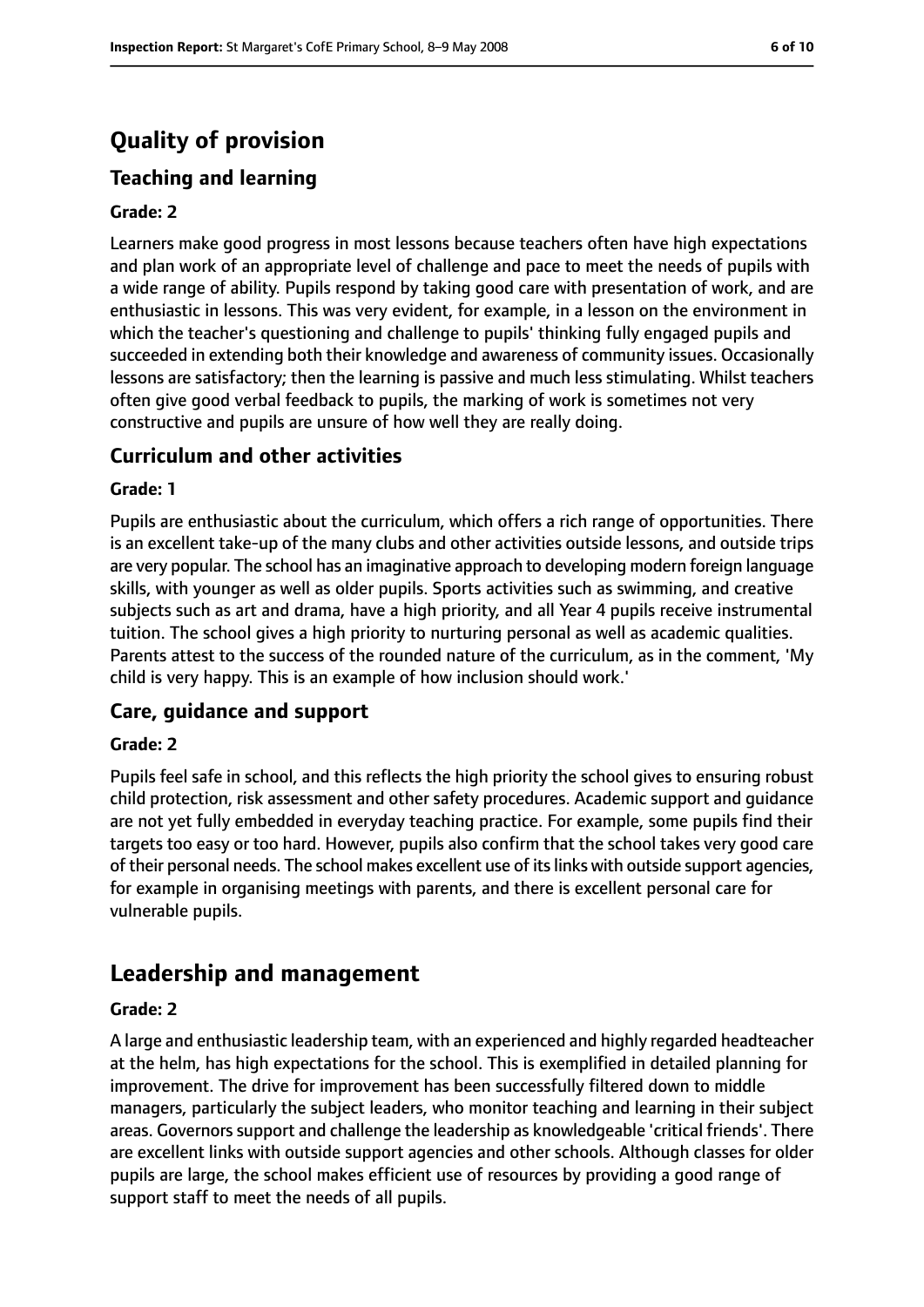# Quality of provision

## Teaching and learning

### Grade: 2

Learners make good progress in most lessons because teachers often have high expectations and plan work of an appropriate level of challenge and pace to meet the needs of pupils with a wide range of ability. Pupils respond by taking good care with presentation of work, and are enthusiastic in lessons. This was very evident, for example, in a lesson on the environment in which the teacher's questioning and challenge to pupils' thinking fully engaged pupils and succeeded in extending both their knowledge and awareness of community issues. Occasionally lessons are satisfactory; then the learning is passive and much less stimulating. Whilst teachers often give good verbal feedback to pupils, the marking of work is sometimes not very constructive and pupils are unsure of how well they are really doing.

## Curriculum and other activities

### Grade: 1

Pupils are enthusiastic about the curriculum, which offers a rich range of opportunities. There is an excellent take-up of the many clubs and other activities outside lessons, and outside trips are very popular. The school has an imaginative approach to developing modern foreign language skills, with younger as well as older pupils. Sports activities such as swimming, and creative subjects such as art and drama, have a high priority, and all Year 4 pupils receive instrumental tuition. The school gives a high priority to nurturing personal as well as academic qualities. Parents attest to the success of the rounded nature of the curriculum, as in the comment, 'My child is very happy. This is an example of how inclusion should work.'

## Care, guidance and support

### Grade: 2

Pupils feel safe in school, and this reflects the high priority the school gives to ensuring robust child protection, risk assessment and other safety procedures. Academic support and guidance are not yet fully embedded in everyday teaching practice. For example, some pupils find their targets too easy or too hard. However, pupils also confirm that the school takes very good care of their personal needs. The school makes excellent use of its links with outside support agencies, for example in organising meetings with parents, and there is excellent personal care for vulnerable pupils.

# Leadership and management

### Grade: 2

A large and enthusiastic leadership team, with an experienced and highly regarded headteacher at the helm, has high expectations for the school. This is exemplified in detailed planning for improvement. The drive for improvement has been successfully filtered down to middle managers, particularly the subject leaders, who monitor teaching and learning in their subject areas. Governors support and challenge the leadership as knowledgeable 'critical friends'. There are excellent links with outside support agencies and other schools. Although classes for older pupils are large, the school makes efficient use of resources by providing a good range of support staff to meet the needs of all pupils.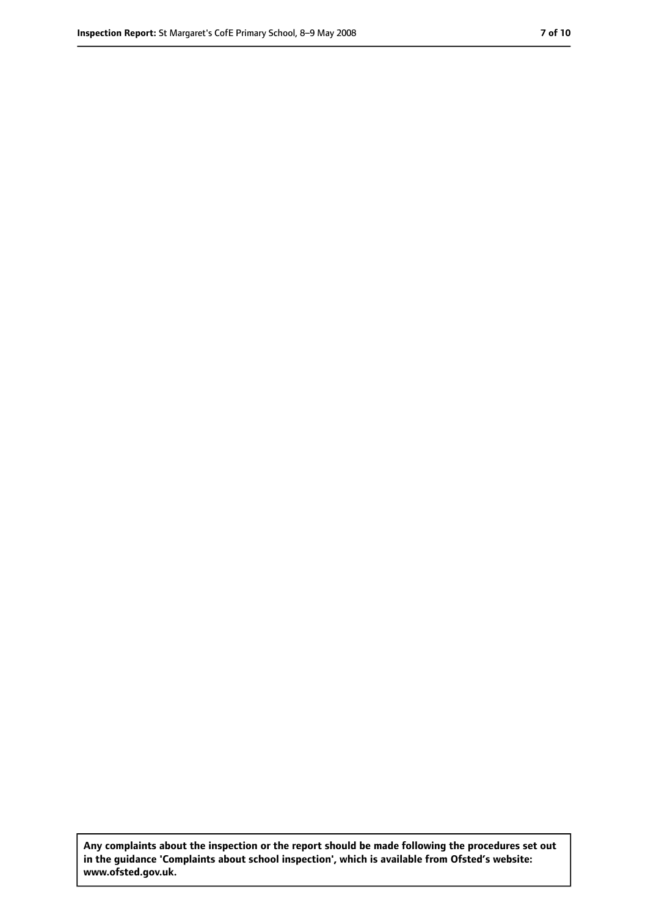**Any complaints about the inspection or the report should be made following the procedures set out in the guidance 'Complaints about school inspection', which is available from Ofsted's website: www.ofsted.gov.uk.**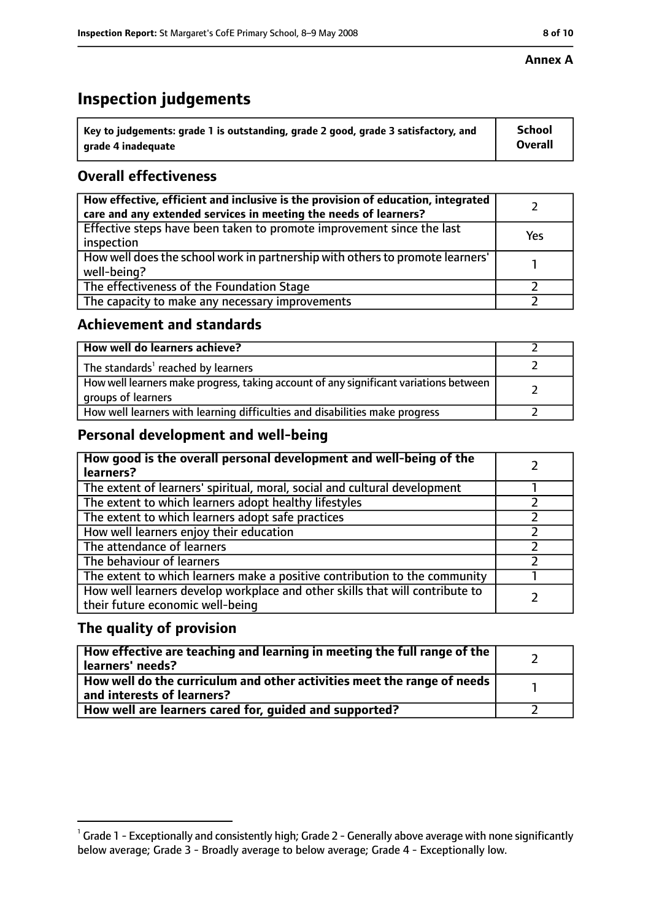**Annex A**

# Inspection judgements

| Key to judgements: grade 1 is outstanding, grade 2 good, grade 3 satisfactory, and grade 4 inadequate | School Overall |
|---|---|

## Overall effectiveness

| | |
|---|---|
| **How effective, efficient and inclusive is the provision of education, integrated care and any extended services in meeting the needs of learners?** | 2 |
| Effective steps have been taken to promote improvement since the last inspection | Yes |
| How well does the school work in partnership with others to promote learners' well-being? | 1 |
| The effectiveness of the Foundation Stage | 2 |
| The capacity to make any necessary improvements | 2 |

## Achievement and standards

| | |
|---|---|
| **How well do learners achieve?** | 2 |
| The standards[1] reached by learners | 2 |
| How well learners make progress, taking account of any significant variations between groups of learners | 2 |
| How well learners with learning difficulties and disabilities make progress | 2 |

## Personal development and well-being

| | |
|---|---|
| **How good is the overall personal development and well-being of the learners?** | 2 |
| The extent of learners' spiritual, moral, social and cultural development | 1 |
| The extent to which learners adopt healthy lifestyles | 2 |
| The extent to which learners adopt safe practices | 2 |
| How well learners enjoy their education | 2 |
| The attendance of learners | 2 |
| The behaviour of learners | 2 |
| The extent to which learners make a positive contribution to the community | 1 |
| How well learners develop workplace and other skills that will contribute to their future economic well-being | 2 |

## The quality of provision

| | |
|---|---|
| **How effective are teaching and learning in meeting the full range of the learners' needs?** | 2 |
| **How well do the curriculum and other activities meet the range of needs and interests of learners?** | 1 |
| **How well are learners cared for, guided and supported?** | 2 |

[1] Grade 1 - Exceptionally and consistently high; Grade 2 - Generally above average with none significantly below average; Grade 3 - Broadly average to below average; Grade 4 - Exceptionally low.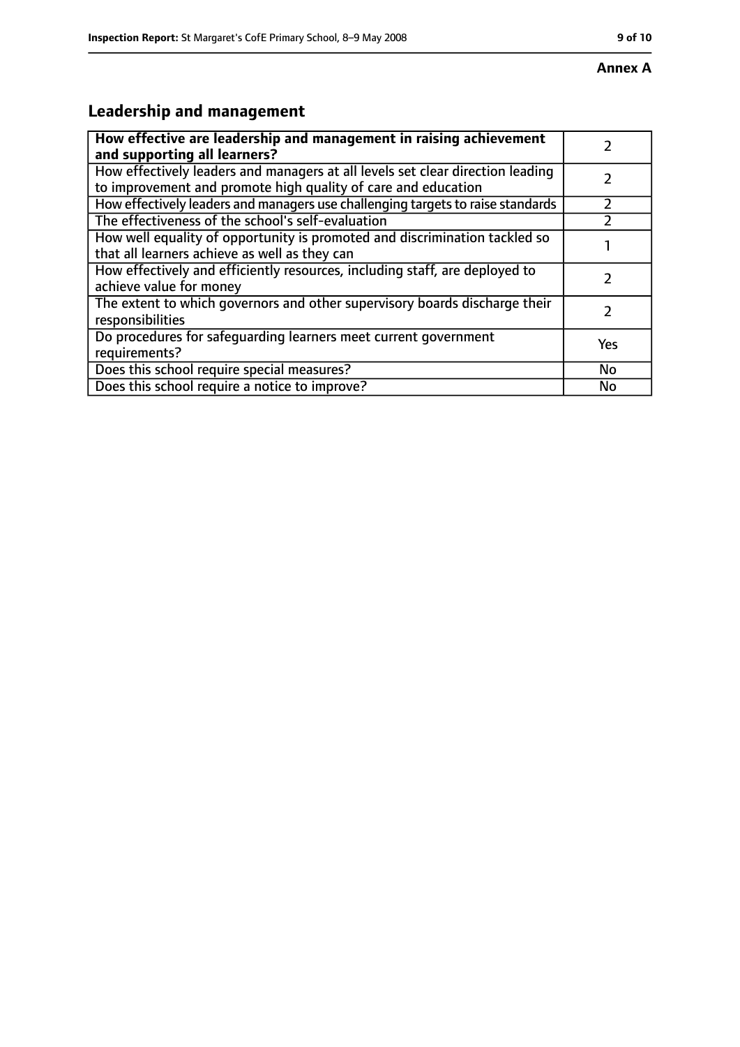**Annex A**

## Leadership and management

| **How effective are leadership and management in raising achievement and supporting all learners?** | 2 |
|---|---|
| How effectively leaders and managers at all levels set clear direction leading to improvement and promote high quality of care and education | 2 |
| How effectively leaders and managers use challenging targets to raise standards | 2 |
| The effectiveness of the school's self-evaluation | 2 |
| How well equality of opportunity is promoted and discrimination tackled so that all learners achieve as well as they can | 1 |
| How effectively and efficiently resources, including staff, are deployed to achieve value for money | 2 |
| The extent to which governors and other supervisory boards discharge their responsibilities | 2 |
| Do procedures for safeguarding learners meet current government requirements? | Yes |
| Does this school require special measures? | No |
| Does this school require a notice to improve? | No |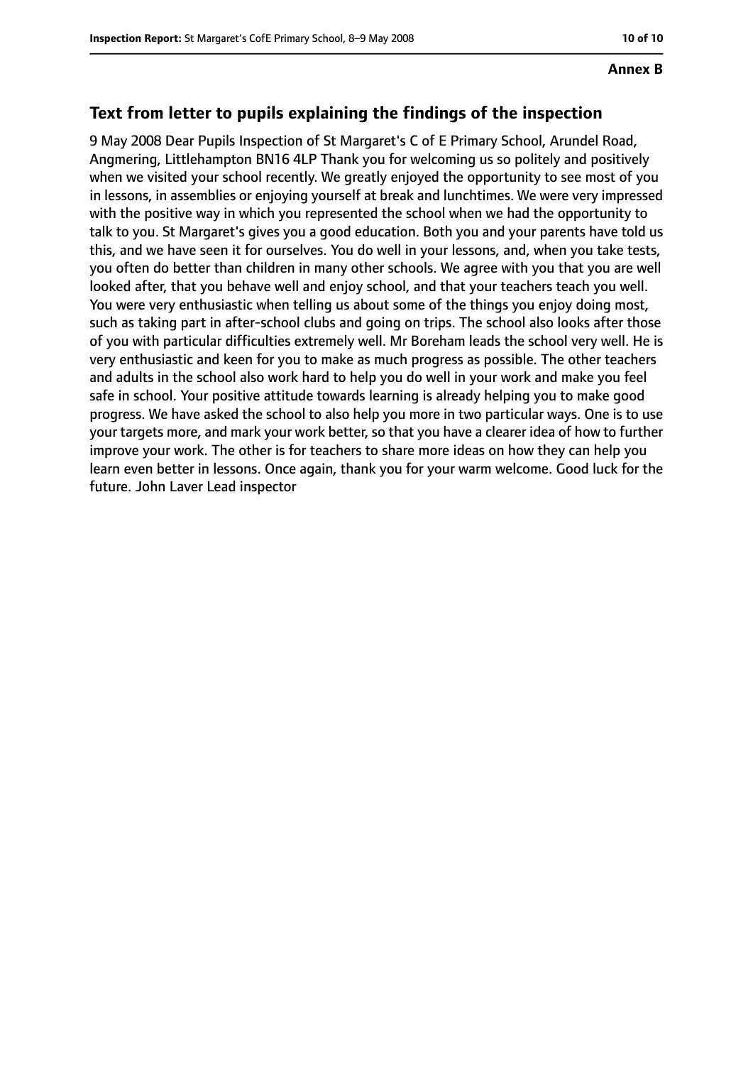**Annex B**

## Text from letter to pupils explaining the findings of the inspection

9 May 2008 Dear Pupils Inspection of St Margaret's C of E Primary School, Arundel Road, Angmering, Littlehampton BN16 4LP Thank you for welcoming us so politely and positively when we visited your school recently. We greatly enjoyed the opportunity to see most of you in lessons, in assemblies or enjoying yourself at break and lunchtimes. We were very impressed with the positive way in which you represented the school when we had the opportunity to talk to you. St Margaret's gives you a good education. Both you and your parents have told us this, and we have seen it for ourselves. You do well in your lessons, and, when you take tests, you often do better than children in many other schools. We agree with you that you are well looked after, that you behave well and enjoy school, and that your teachers teach you well. You were very enthusiastic when telling us about some of the things you enjoy doing most, such as taking part in after-school clubs and going on trips. The school also looks after those of you with particular difficulties extremely well. Mr Boreham leads the school very well. He is very enthusiastic and keen for you to make as much progress as possible. The other teachers and adults in the school also work hard to help you do well in your work and make you feel safe in school. Your positive attitude towards learning is already helping you to make good progress. We have asked the school to also help you more in two particular ways. One is to use your targets more, and mark your work better, so that you have a clearer idea of how to further improve your work. The other is for teachers to share more ideas on how they can help you learn even better in lessons. Once again, thank you for your warm welcome. Good luck for the future. John Laver Lead inspector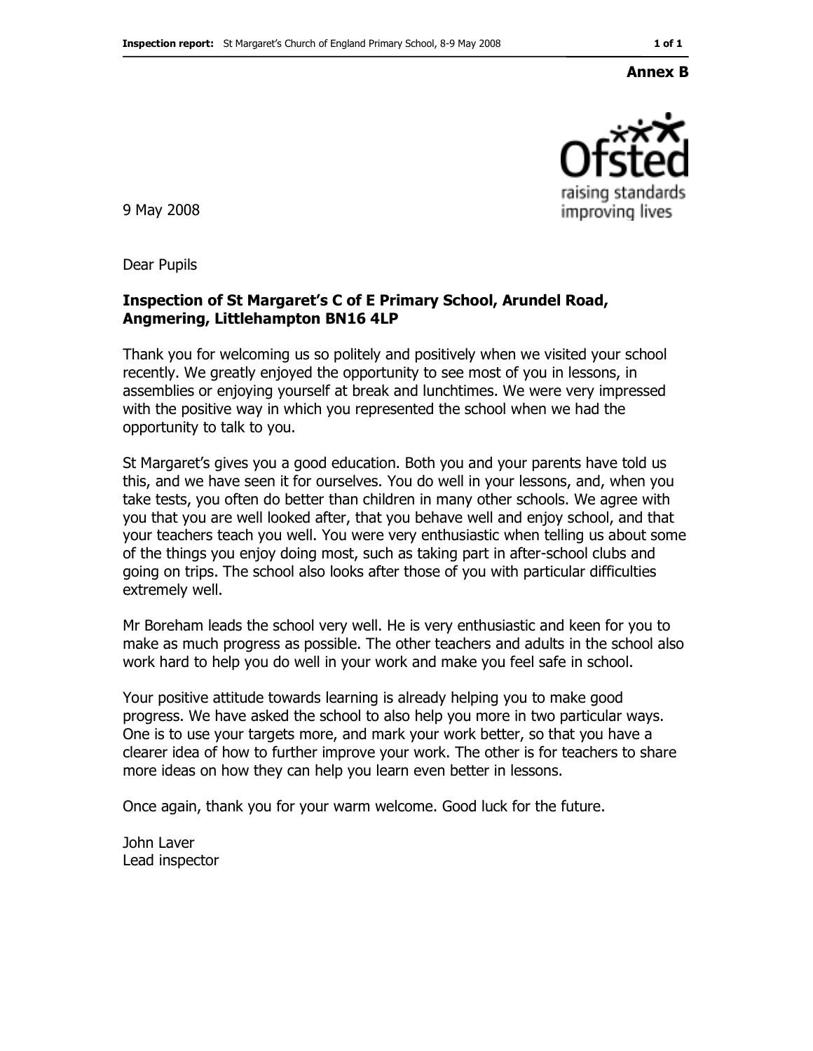**Annex B**

9 May 2008

Dear Pupils

**Inspection of St Margaret's C of E Primary School, Arundel Road, Angmering, Littlehampton BN16 4LP**

Thank you for welcoming us so politely and positively when we visited your school recently. We greatly enjoyed the opportunity to see most of you in lessons, in assemblies or enjoying yourself at break and lunchtimes. We were very impressed with the positive way in which you represented the school when we had the opportunity to talk to you.

St Margaret's gives you a good education. Both you and your parents have told us this, and we have seen it for ourselves. You do well in your lessons, and, when you take tests, you often do better than children in many other schools. We agree with you that you are well looked after, that you behave well and enjoy school, and that your teachers teach you well. You were very enthusiastic when telling us about some of the things you enjoy doing most, such as taking part in after-school clubs and going on trips. The school also looks after those of you with particular difficulties extremely well.

Mr Boreham leads the school very well. He is very enthusiastic and keen for you to make as much progress as possible. The other teachers and adults in the school also work hard to help you do well in your work and make you feel safe in school.

Your positive attitude towards learning is already helping you to make good progress. We have asked the school to also help you more in two particular ways. One is to use your targets more, and mark your work better, so that you have a clearer idea of how to further improve your work. The other is for teachers to share more ideas on how they can help you learn even better in lessons.

Once again, thank you for your warm welcome. Good luck for the future.

John Laver
Lead inspector